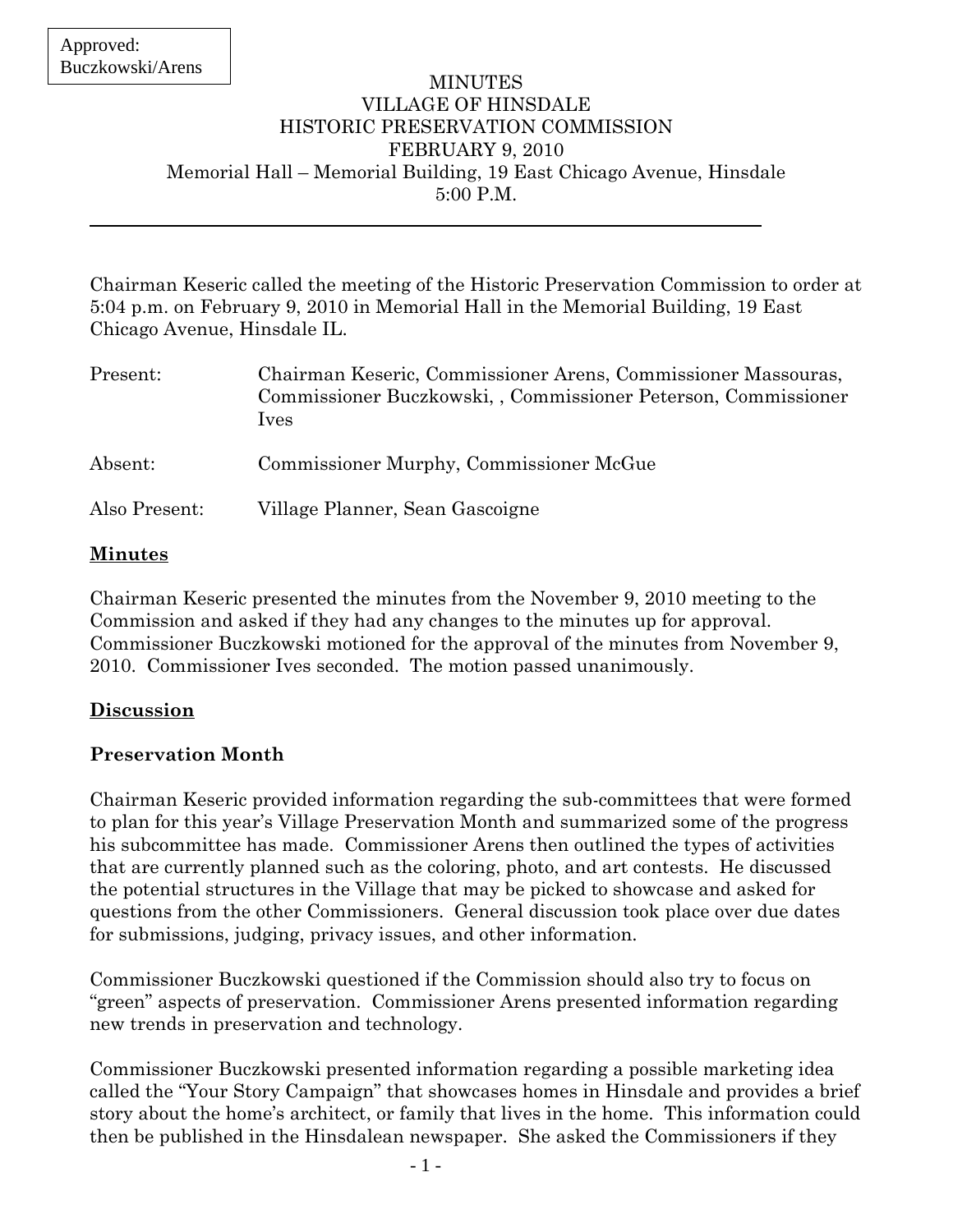Approved: Buczkowski/Arens

# MINUTES
# VILLAGE OF HINSDALE
# HISTORIC PRESERVATION COMMISSION
# FEBRUARY 9, 2010

Memorial Hall – Memorial Building, 19 East Chicago Avenue, Hinsdale
5:00 P.M.

---

Chairman Keseric called the meeting of the Historic Preservation Commission to order at 5:04 p.m. on February 9, 2010 in Memorial Hall in the Memorial Building, 19 East Chicago Avenue, Hinsdale IL.

| | |
|---|---|
| Present: | Chairman Keseric, Commissioner Arens, Commissioner Massouras, Commissioner Buczkowski, , Commissioner Peterson, Commissioner Ives |
| Absent: | Commissioner Murphy, Commissioner McGue |
| Also Present: | Village Planner, Sean Gascoigne |

## Minutes

Chairman Keseric presented the minutes from the November 9, 2010 meeting to the Commission and asked if they had any changes to the minutes up for approval. Commissioner Buczkowski motioned for the approval of the minutes from November 9, 2010. Commissioner Ives seconded. The motion passed unanimously.

## Discussion

### Preservation Month

Chairman Keseric provided information regarding the sub-committees that were formed to plan for this year's Village Preservation Month and summarized some of the progress his subcommittee has made. Commissioner Arens then outlined the types of activities that are currently planned such as the coloring, photo, and art contests. He discussed the potential structures in the Village that may be picked to showcase and asked for questions from the other Commissioners. General discussion took place over due dates for submissions, judging, privacy issues, and other information.

Commissioner Buczkowski questioned if the Commission should also try to focus on "green" aspects of preservation. Commissioner Arens presented information regarding new trends in preservation and technology.

Commissioner Buczkowski presented information regarding a possible marketing idea called the "Your Story Campaign" that showcases homes in Hinsdale and provides a brief story about the home's architect, or family that lives in the home. This information could then be published in the Hinsdalean newspaper. She asked the Commissioners if they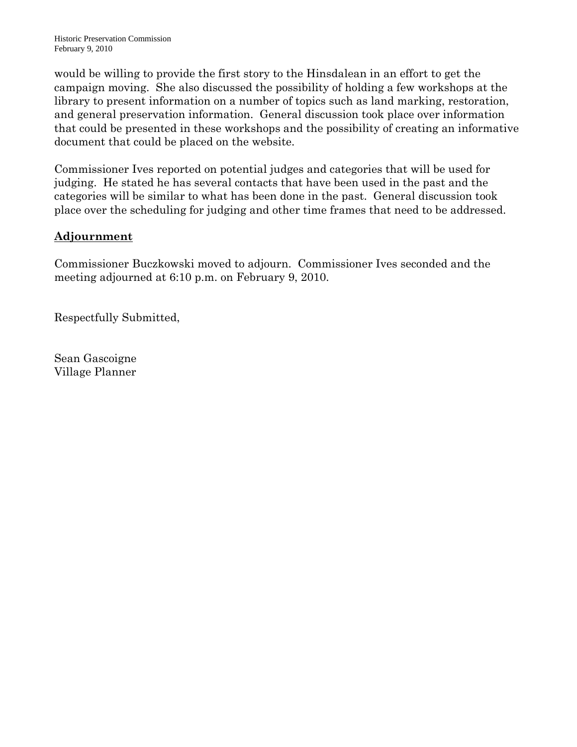would be willing to provide the first story to the Hinsdalean in an effort to get the campaign moving. She also discussed the possibility of holding a few workshops at the library to present information on a number of topics such as land marking, restoration, and general preservation information. General discussion took place over information that could be presented in these workshops and the possibility of creating an informative document that could be placed on the website.

Commissioner Ives reported on potential judges and categories that will be used for judging. He stated he has several contacts that have been used in the past and the categories will be similar to what has been done in the past. General discussion took place over the scheduling for judging and other time frames that need to be addressed.

## Adjournment

Commissioner Buczkowski moved to adjourn. Commissioner Ives seconded and the meeting adjourned at 6:10 p.m. on February 9, 2010.

Respectfully Submitted,

Sean Gascoigne
Village Planner